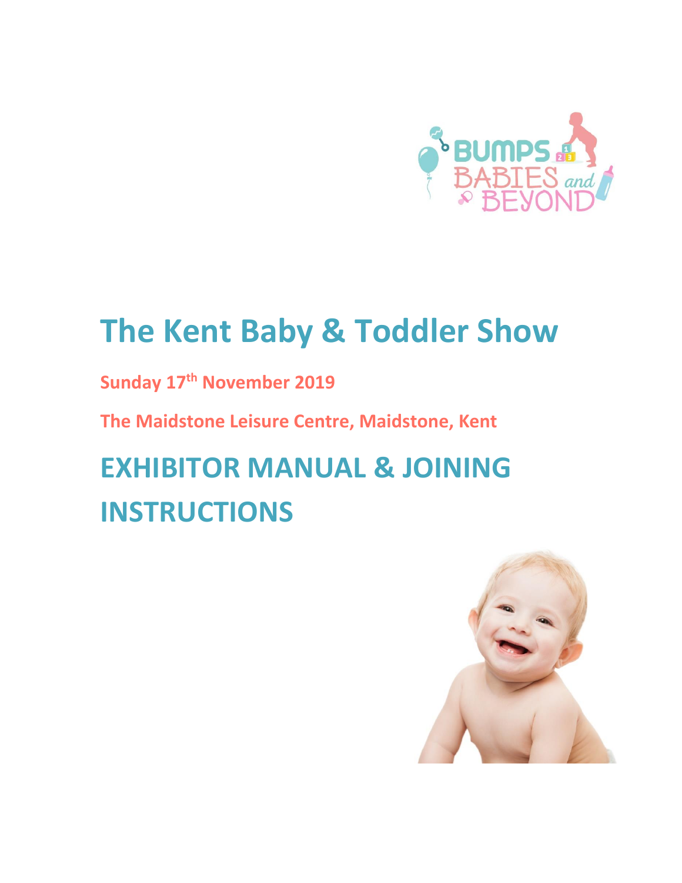# The Kent Baby & Toddler Show

**Sunday 17th November 2019**

**The Maidstone Leisure Centre, Maidstone, Kent**

# EXHIBITOR MANUAL & JOINING INSTRUCTIONS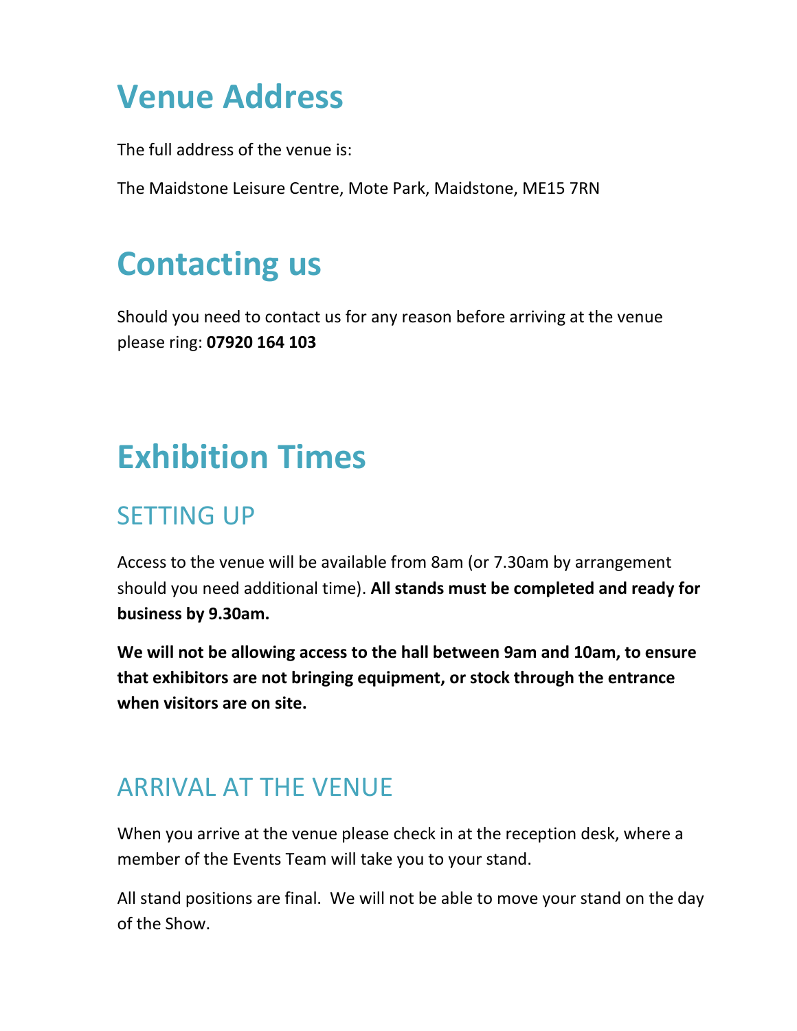# Venue Address

The full address of the venue is:

The Maidstone Leisure Centre, Mote Park, Maidstone, ME15 7RN

# Contacting us

Should you need to contact us for any reason before arriving at the venue please ring: **07920 164 103**

# Exhibition Times

## SETTING UP

Access to the venue will be available from 8am (or 7.30am by arrangement should you need additional time). **All stands must be completed and ready for business by 9.30am.**

**We will not be allowing access to the hall between 9am and 10am, to ensure that exhibitors are not bringing equipment, or stock through the entrance when visitors are on site.**

## ARRIVAL AT THE VENUE

When you arrive at the venue please check in at the reception desk, where a member of the Events Team will take you to your stand.

All stand positions are final. We will not be able to move your stand on the day of the Show.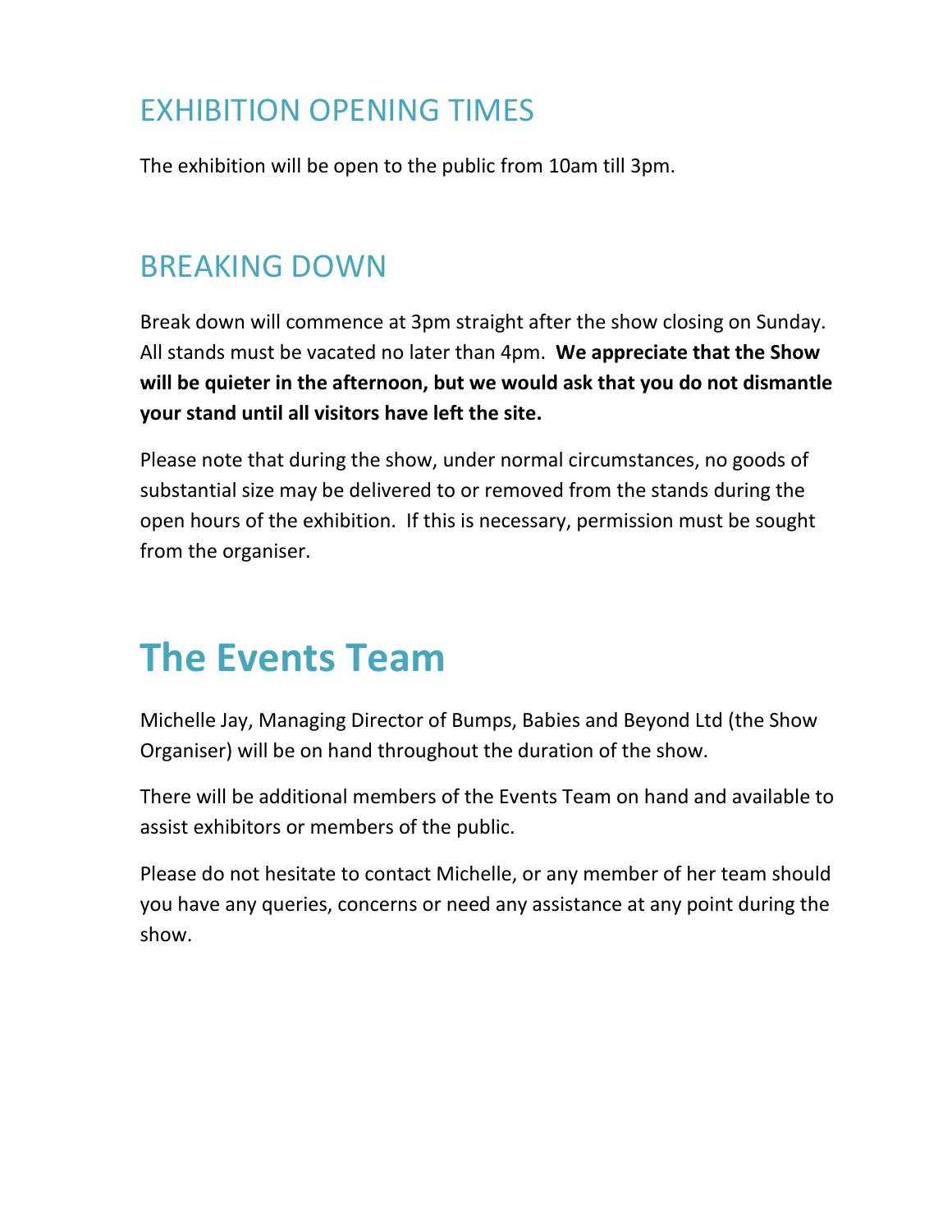## EXHIBITION OPENING TIMES

The exhibition will be open to the public from 10am till 3pm.

## BREAKING DOWN

Break down will commence at 3pm straight after the show closing on Sunday. All stands must be vacated no later than 4pm. **We appreciate that the Show will be quieter in the afternoon, but we would ask that you do not dismantle your stand until all visitors have left the site.**

Please note that during the show, under normal circumstances, no goods of substantial size may be delivered to or removed from the stands during the open hours of the exhibition. If this is necessary, permission must be sought from the organiser.

# The Events Team

Michelle Jay, Managing Director of Bumps, Babies and Beyond Ltd (the Show Organiser) will be on hand throughout the duration of the show.

There will be additional members of the Events Team on hand and available to assist exhibitors or members of the public.

Please do not hesitate to contact Michelle, or any member of her team should you have any queries, concerns or need any assistance at any point during the show.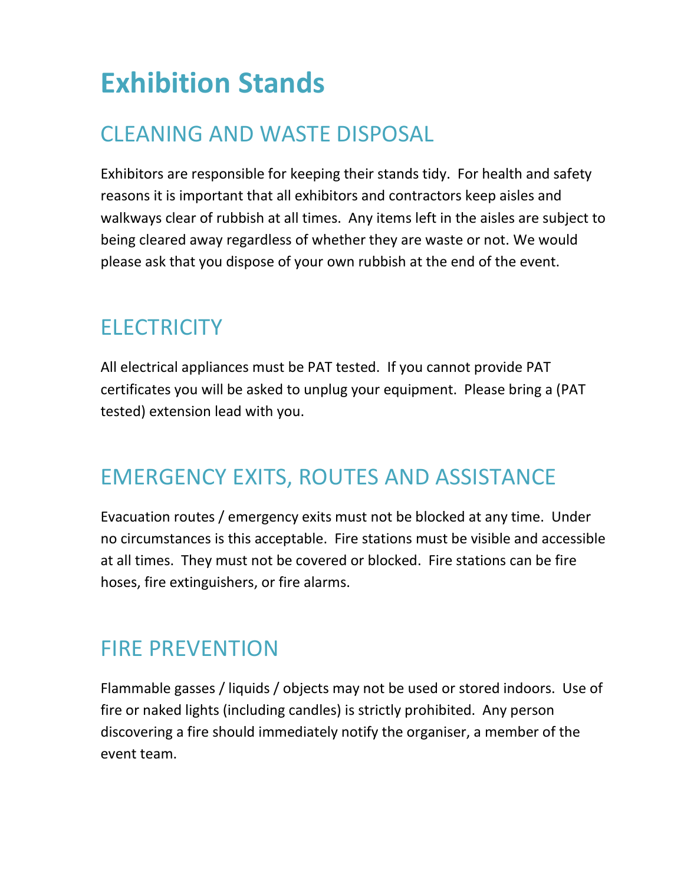# Exhibition Stands

## CLEANING AND WASTE DISPOSAL

Exhibitors are responsible for keeping their stands tidy. For health and safety reasons it is important that all exhibitors and contractors keep aisles and walkways clear of rubbish at all times. Any items left in the aisles are subject to being cleared away regardless of whether they are waste or not. We would please ask that you dispose of your own rubbish at the end of the event.

## ELECTRICITY

All electrical appliances must be PAT tested. If you cannot provide PAT certificates you will be asked to unplug your equipment. Please bring a (PAT tested) extension lead with you.

## EMERGENCY EXITS, ROUTES AND ASSISTANCE

Evacuation routes / emergency exits must not be blocked at any time. Under no circumstances is this acceptable. Fire stations must be visible and accessible at all times. They must not be covered or blocked. Fire stations can be fire hoses, fire extinguishers, or fire alarms.

## FIRE PREVENTION

Flammable gasses / liquids / objects may not be used or stored indoors. Use of fire or naked lights (including candles) is strictly prohibited. Any person discovering a fire should immediately notify the organiser, a member of the event team.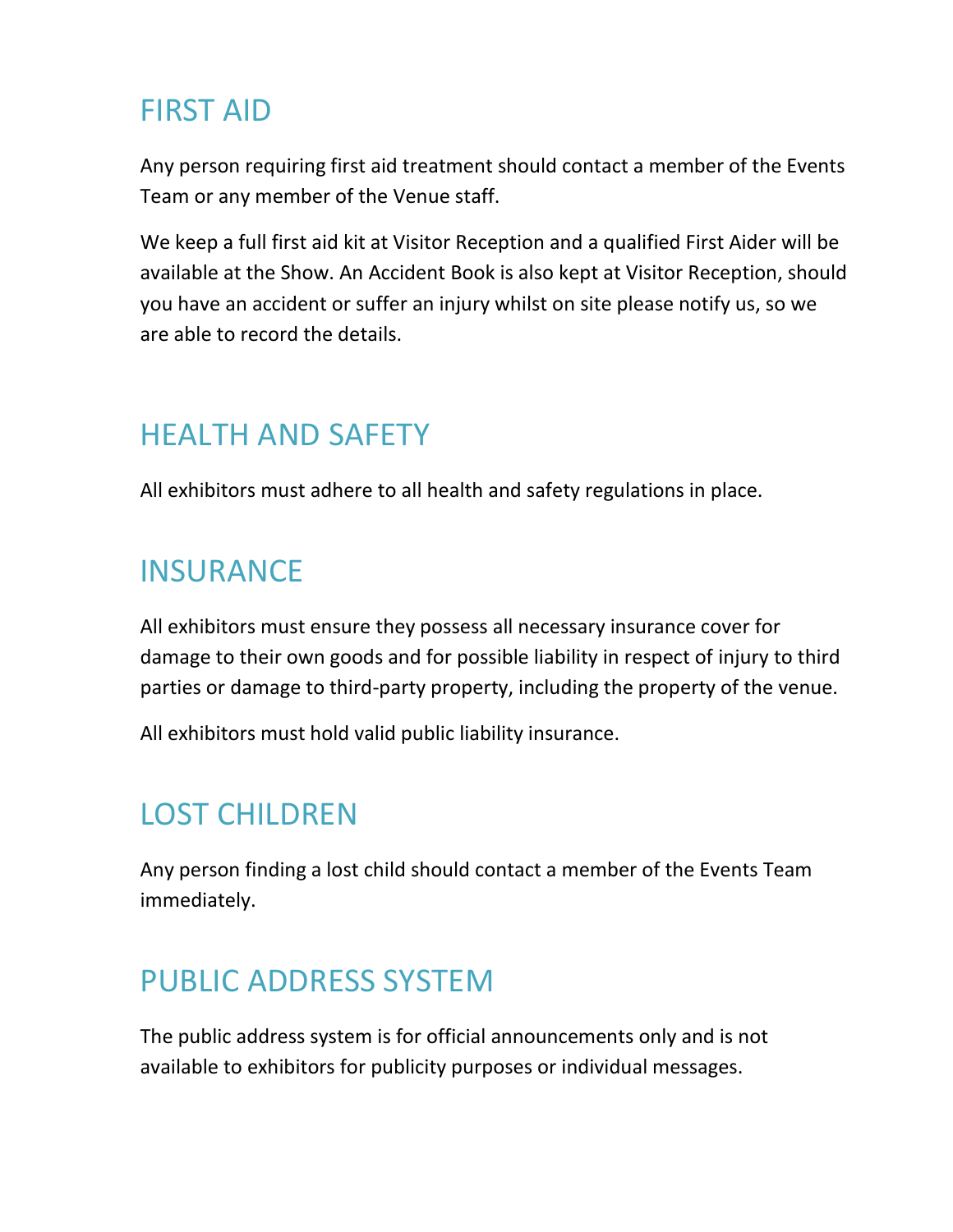## FIRST AID

Any person requiring first aid treatment should contact a member of the Events Team or any member of the Venue staff.

We keep a full first aid kit at Visitor Reception and a qualified First Aider will be available at the Show. An Accident Book is also kept at Visitor Reception, should you have an accident or suffer an injury whilst on site please notify us, so we are able to record the details.

## HEALTH AND SAFETY

All exhibitors must adhere to all health and safety regulations in place.

## INSURANCE

All exhibitors must ensure they possess all necessary insurance cover for damage to their own goods and for possible liability in respect of injury to third parties or damage to third-party property, including the property of the venue.

All exhibitors must hold valid public liability insurance.

## LOST CHILDREN

Any person finding a lost child should contact a member of the Events Team immediately.

## PUBLIC ADDRESS SYSTEM

The public address system is for official announcements only and is not available to exhibitors for publicity purposes or individual messages.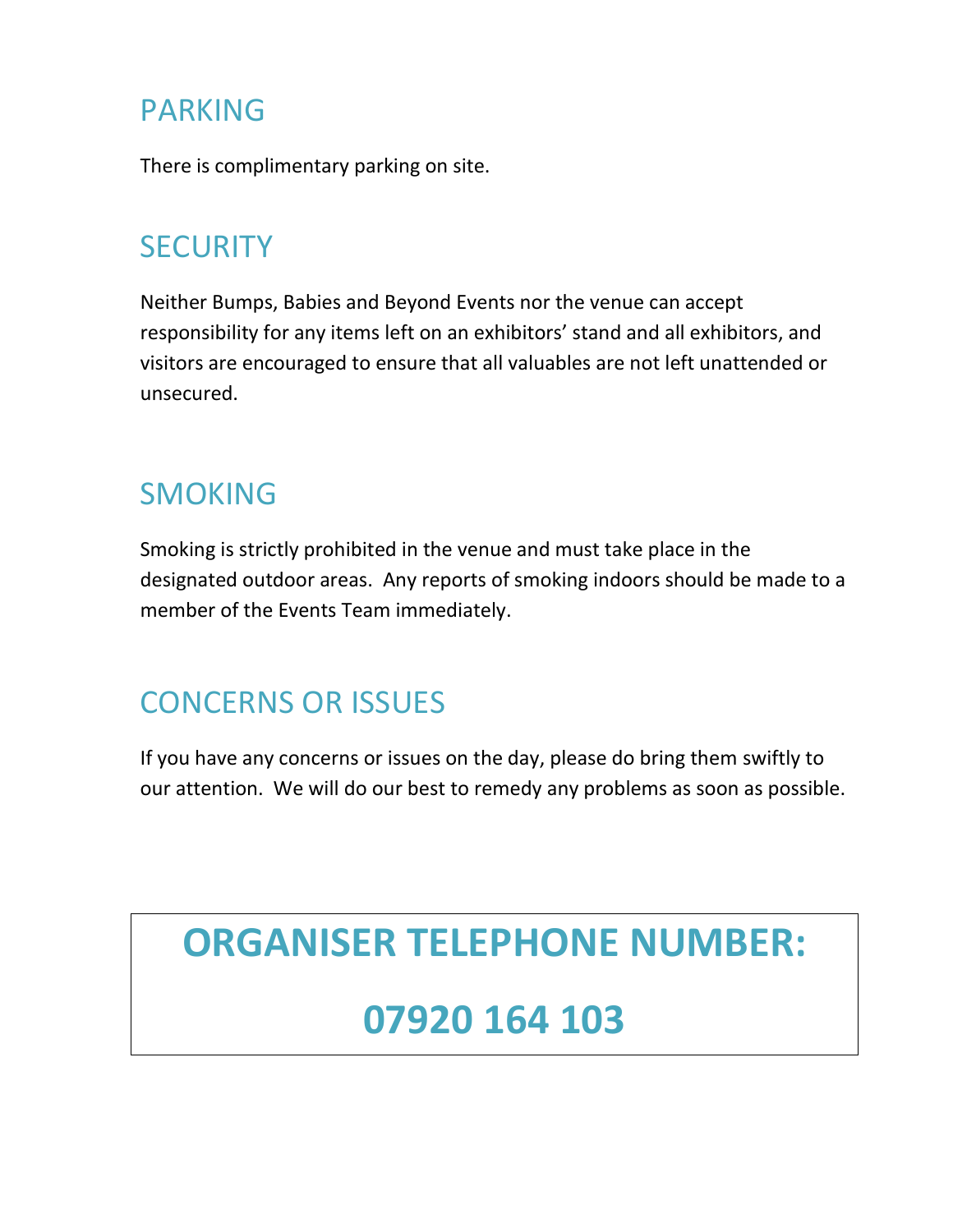## PARKING

There is complimentary parking on site.

## SECURITY

Neither Bumps, Babies and Beyond Events nor the venue can accept responsibility for any items left on an exhibitors' stand and all exhibitors, and visitors are encouraged to ensure that all valuables are not left unattended or unsecured.

## SMOKING

Smoking is strictly prohibited in the venue and must take place in the designated outdoor areas. Any reports of smoking indoors should be made to a member of the Events Team immediately.

## CONCERNS OR ISSUES

If you have any concerns or issues on the day, please do bring them swiftly to our attention. We will do our best to remedy any problems as soon as possible.

**ORGANISER TELEPHONE NUMBER:**

**07920 164 103**